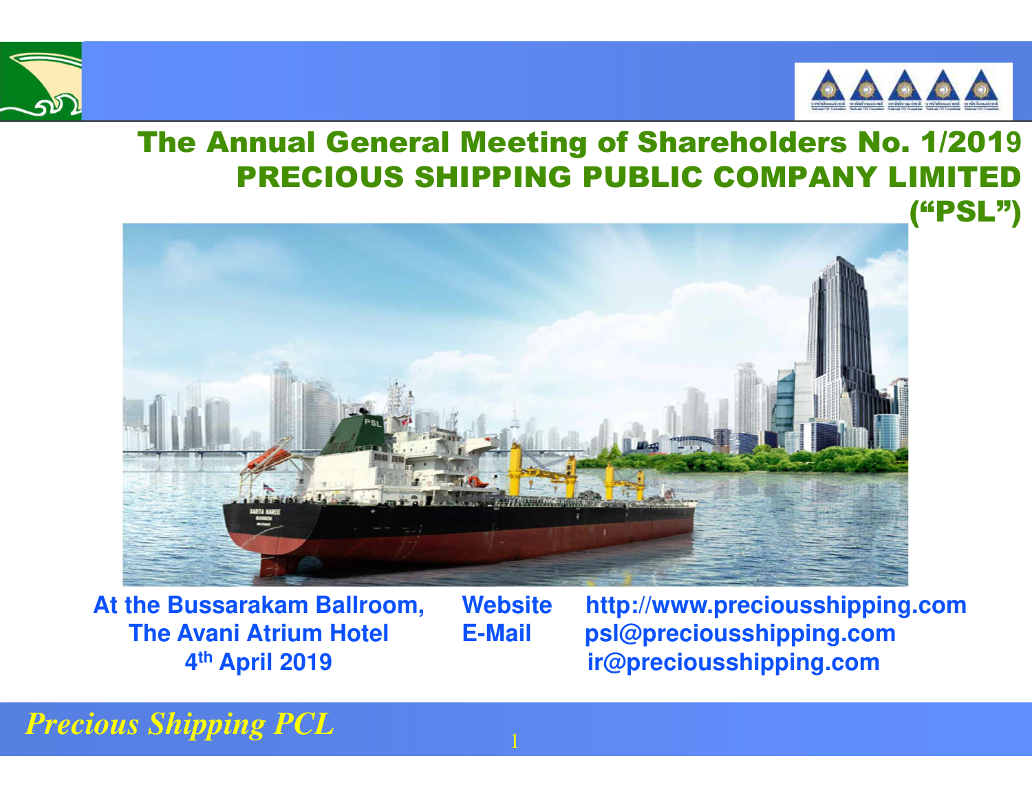# The Annual General Meeting of Shareholders No. 1/2019
# PRECIOUS SHIPPING PUBLIC COMPANY LIMITED ("PSL")

**At the Bussarakam Ballroom,**
**The Avani Atrium Hotel**
**4th April 2019**

**Website** http://www.preciousshipping.com
**E-Mail** psl@preciousshipping.com
ir@preciousshipping.com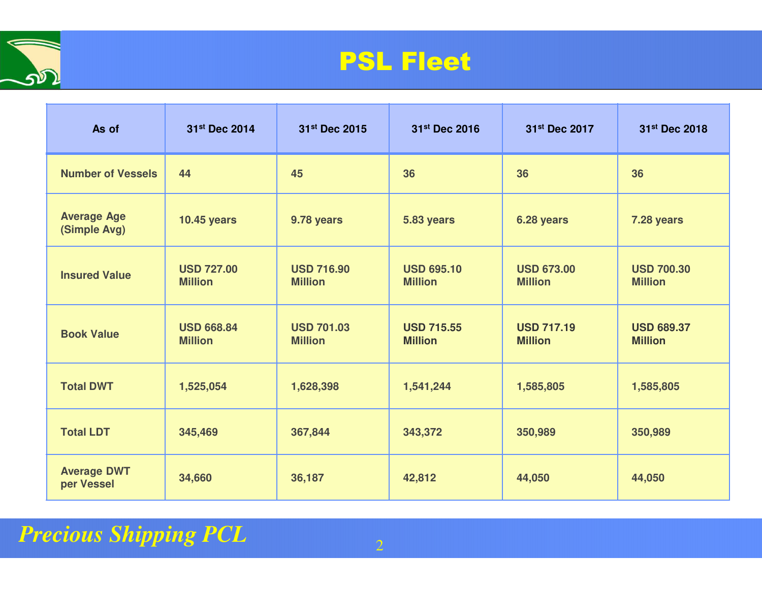# PSL Fleet

| As of | 31st Dec 2014 | 31st Dec 2015 | 31st Dec 2016 | 31st Dec 2017 | 31st Dec 2018 |
|---|---|---|---|---|---|
| Number of Vessels | 44 | 45 | 36 | 36 | 36 |
| Average Age (Simple Avg) | 10.45 years | 9.78 years | 5.83 years | 6.28 years | 7.28 years |
| Insured Value | USD 727.00 Million | USD 716.90 Million | USD 695.10 Million | USD 673.00 Million | USD 700.30 Million |
| Book Value | USD 668.84 Million | USD 701.03 Million | USD 715.55 Million | USD 717.19 Million | USD 689.37 Million |
| Total DWT | 1,525,054 | 1,628,398 | 1,541,244 | 1,585,805 | 1,585,805 |
| Total LDT | 345,469 | 367,844 | 343,372 | 350,989 | 350,989 |
| Average DWT per Vessel | 34,660 | 36,187 | 42,812 | 44,050 | 44,050 |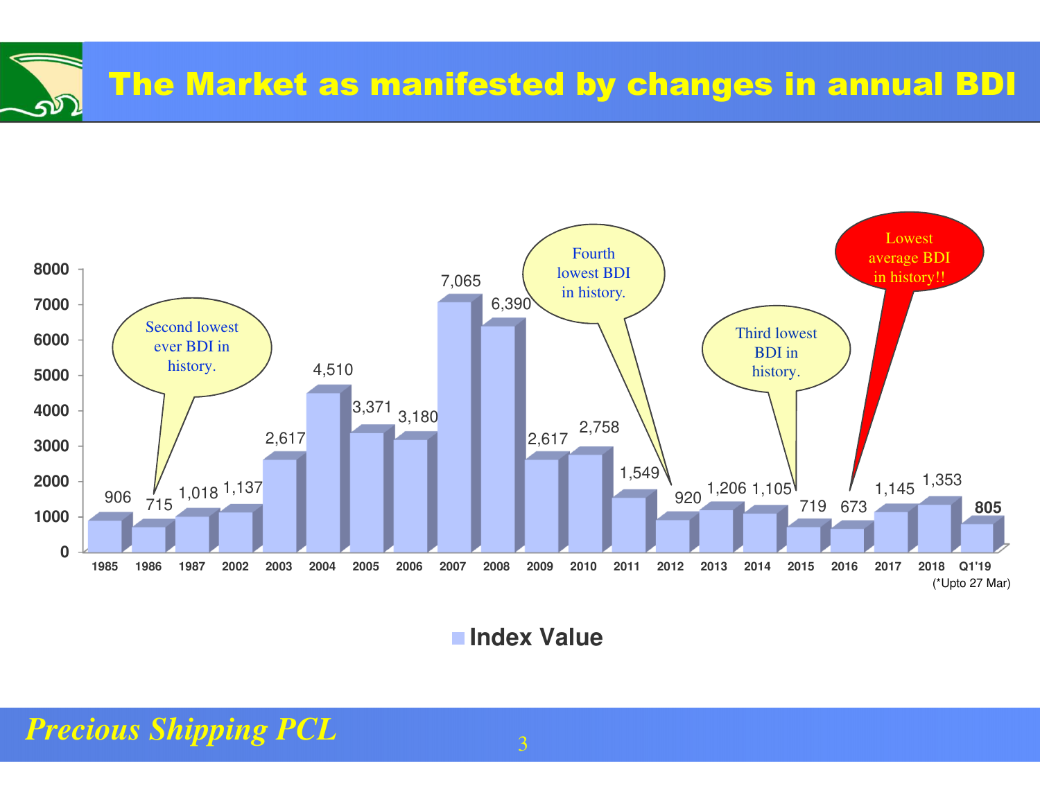# The Market as manifested by changes in annual BDI

| Year | Index Value |
|---|---|
| 1985 | 906 |
| 1986 | 715 |
| 1987 | 1,018 |
| 2002 | 1,137 |
| 2003 | 2,617 |
| 2004 | 4,510 |
| 2005 | 3,371 |
| 2006 | 3,180 |
| 2007 | 7,065 |
| 2008 | 6,390 |
| 2009 | 2,617 |
| 2010 | 2,758 |
| 2011 | 1,549 |
| 2012 | 920 |
| 2013 | 1,206 |
| 2014 | 1,105 |
| 2015 | 719 |
| 2016 | 673 |
| 2017 | 1,145 |
| 2018 | 1,353 |
| Q1'19 | **805** |

(*Upto 27 Mar)

- 1986: Second lowest ever BDI in history.
- 2012: Fourth lowest BDI in history.
- 2015: Third lowest BDI in history.
- 2016: Lowest average BDI in history!!

*Precious Shipping PCL*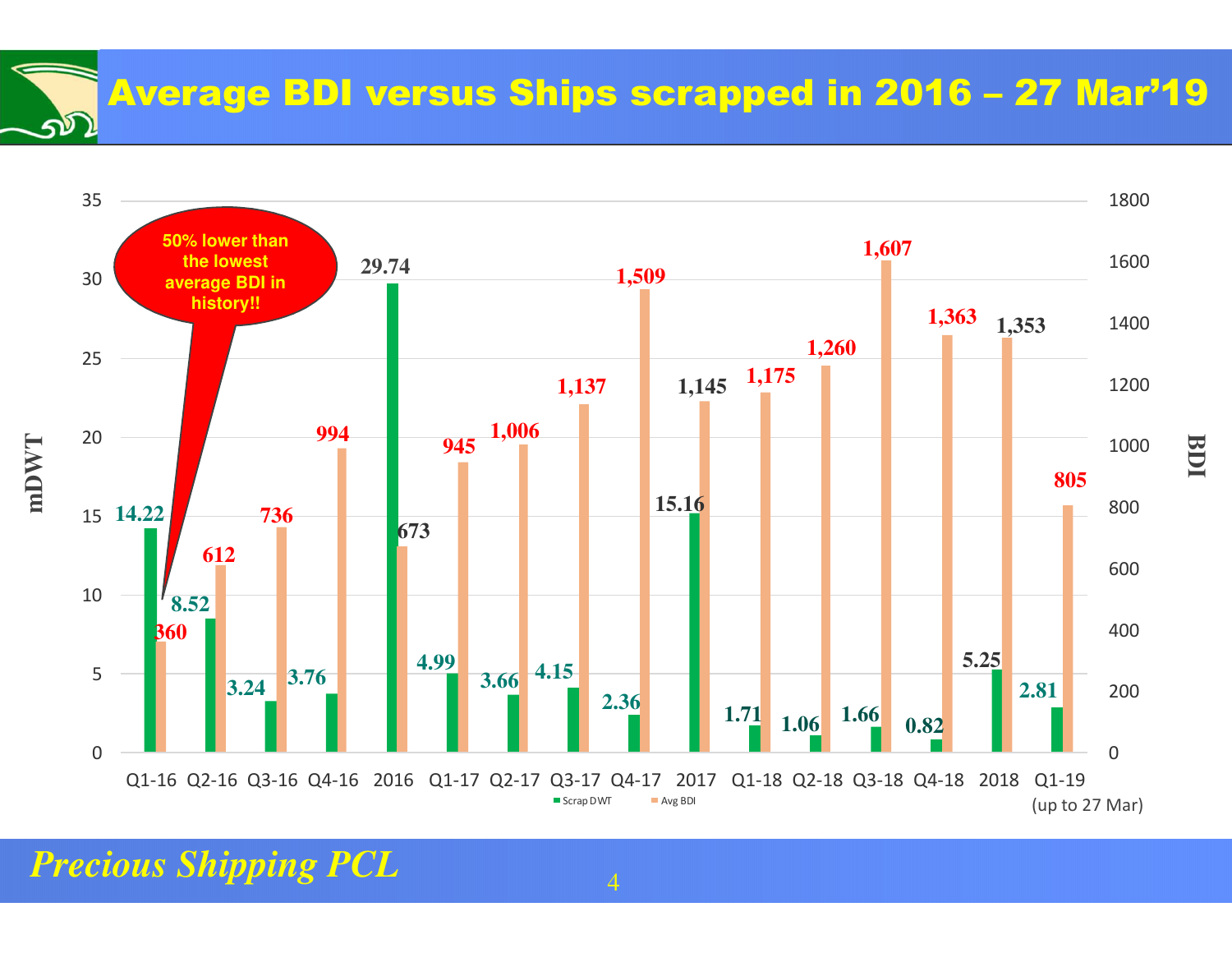# Average BDI versus Ships scrapped in 2016 – 27 Mar'19

50% lower than the lowest average BDI in history!!

| Period | Scrap DWT (mDWT) | Avg BDI |
|---|---|---|
| Q1-16 | 14.22 | 360 |
| Q2-16 | 8.52 | 612 |
| Q3-16 | 3.24 | 736 |
| Q4-16 | 3.76 | 994 |
| 2016 | 29.74 | 673 |
| Q1-17 | 4.99 | 945 |
| Q2-17 | 3.66 | 1,006 |
| Q3-17 | 4.15 | 1,137 |
| Q4-17 | 2.36 | 1,509 |
| 2017 | 15.16 | 1,145 |
| Q1-18 | 1.71 | 1,175 |
| Q2-18 | 1.06 | 1,260 |
| Q3-18 | 1.66 | 1,607 |
| Q4-18 | 0.82 | 1,363 |
| 2018 | 5.25 | 1,353 |
| Q1-19 (up to 27 Mar) | 2.81 | 805 |

*Precious Shipping PCL*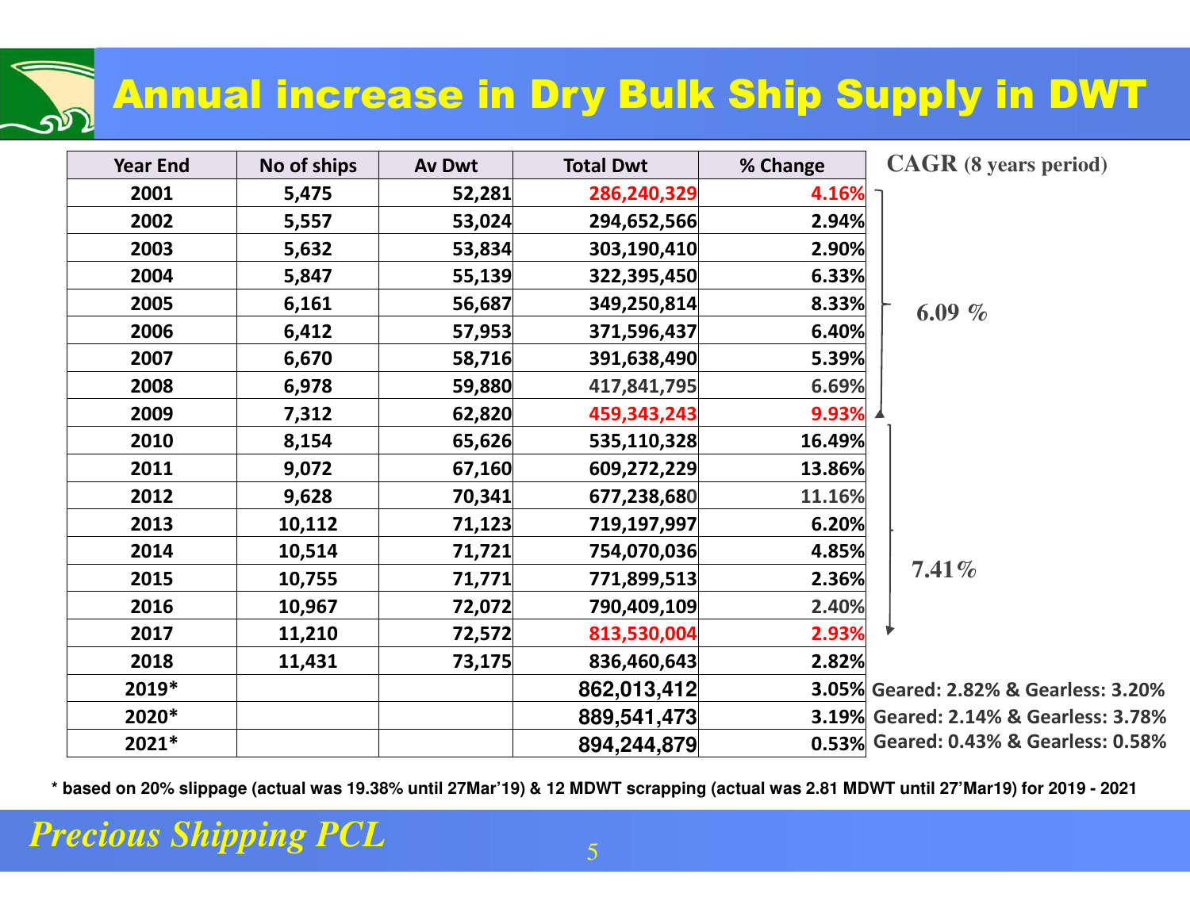# Annual increase in Dry Bulk Ship Supply in DWT

| Year End | No of ships | Av Dwt | Total Dwt | % Change | CAGR (8 years period) |
|---|---|---|---|---|---|
| 2001 | 5,475 | 52,281 | 286,240,329 | 4.16% | 6.09 % (2001–2009) |
| 2002 | 5,557 | 53,024 | 294,652,566 | 2.94% | |
| 2003 | 5,632 | 53,834 | 303,190,410 | 2.90% | |
| 2004 | 5,847 | 55,139 | 322,395,450 | 6.33% | |
| 2005 | 6,161 | 56,687 | 349,250,814 | 8.33% | |
| 2006 | 6,412 | 57,953 | 371,596,437 | 6.40% | |
| 2007 | 6,670 | 58,716 | 391,638,490 | 5.39% | |
| 2008 | 6,978 | 59,880 | 417,841,795 | 6.69% | |
| 2009 | 7,312 | 62,820 | 459,343,243 | 9.93% | 7.41% (2009–2017) |
| 2010 | 8,154 | 65,626 | 535,110,328 | 16.49% | |
| 2011 | 9,072 | 67,160 | 609,272,229 | 13.86% | |
| 2012 | 9,628 | 70,341 | 677,238,680 | 11.16% | |
| 2013 | 10,112 | 71,123 | 719,197,997 | 6.20% | |
| 2014 | 10,514 | 71,721 | 754,070,036 | 4.85% | |
| 2015 | 10,755 | 71,771 | 771,899,513 | 2.36% | |
| 2016 | 10,967 | 72,072 | 790,409,109 | 2.40% | |
| 2017 | 11,210 | 72,572 | 813,530,004 | 2.93% | |
| 2018 | 11,431 | 73,175 | 836,460,643 | 2.82% | |
| 2019* | | | 862,013,412 | 3.05% | Geared: 2.82% & Gearless: 3.20% |
| 2020* | | | 889,541,473 | 3.19% | Geared: 2.14% & Gearless: 3.78% |
| 2021* | | | 894,244,879 | 0.53% | Geared: 0.43% & Gearless: 0.58% |

**\* based on 20% slippage (actual was 19.38% until 27Mar'19) & 12 MDWT scrapping (actual was 2.81 MDWT until 27'Mar19) for 2019 - 2021**

*Precious Shipping PCL*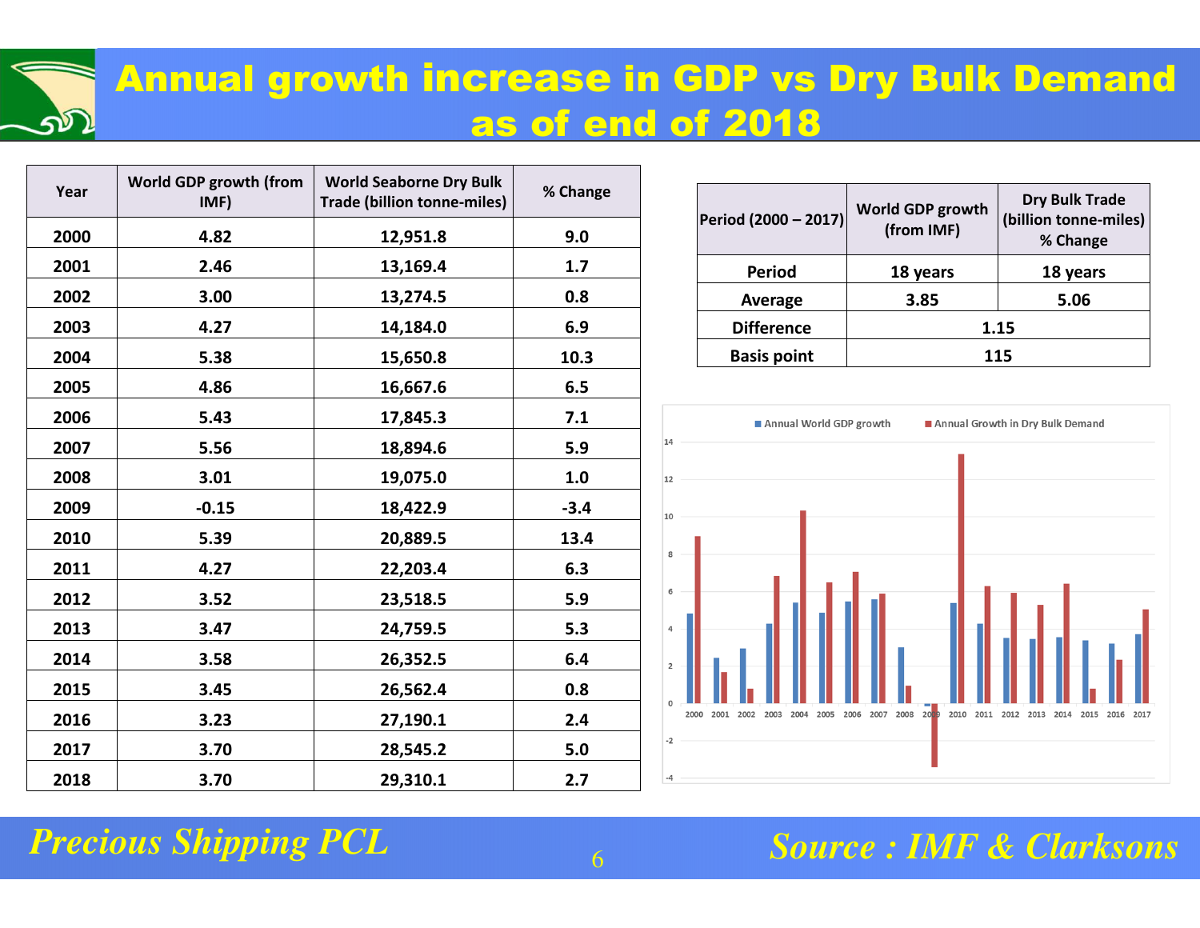# Annual growth increase in GDP vs Dry Bulk Demand as of end of 2018

| Year | World GDP growth (from IMF) | World Seaborne Dry Bulk Trade (billion tonne-miles) | % Change |
|---|---|---|---|
| 2000 | 4.82 | 12,951.8 | 9.0 |
| 2001 | 2.46 | 13,169.4 | 1.7 |
| 2002 | 3.00 | 13,274.5 | 0.8 |
| 2003 | 4.27 | 14,184.0 | 6.9 |
| 2004 | 5.38 | 15,650.8 | 10.3 |
| 2005 | 4.86 | 16,667.6 | 6.5 |
| 2006 | 5.43 | 17,845.3 | 7.1 |
| 2007 | 5.56 | 18,894.6 | 5.9 |
| 2008 | 3.01 | 19,075.0 | 1.0 |
| 2009 | -0.15 | 18,422.9 | -3.4 |
| 2010 | 5.39 | 20,889.5 | 13.4 |
| 2011 | 4.27 | 22,203.4 | 6.3 |
| 2012 | 3.52 | 23,518.5 | 5.9 |
| 2013 | 3.47 | 24,759.5 | 5.3 |
| 2014 | 3.58 | 26,352.5 | 6.4 |
| 2015 | 3.45 | 26,562.4 | 0.8 |
| 2016 | 3.23 | 27,190.1 | 2.4 |
| 2017 | 3.70 | 28,545.2 | 5.0 |
| 2018 | 3.70 | 29,310.1 | 2.7 |

| Period (2000 – 2017) | World GDP growth (from IMF) | Dry Bulk Trade (billion tonne-miles) % Change |
|---|---|---|
| Period | 18 years | 18 years |
| Average | 3.85 | 5.06 |
| Difference | 1.15 | |
| Basis point | 115 | |

Source : IMF & Clarksons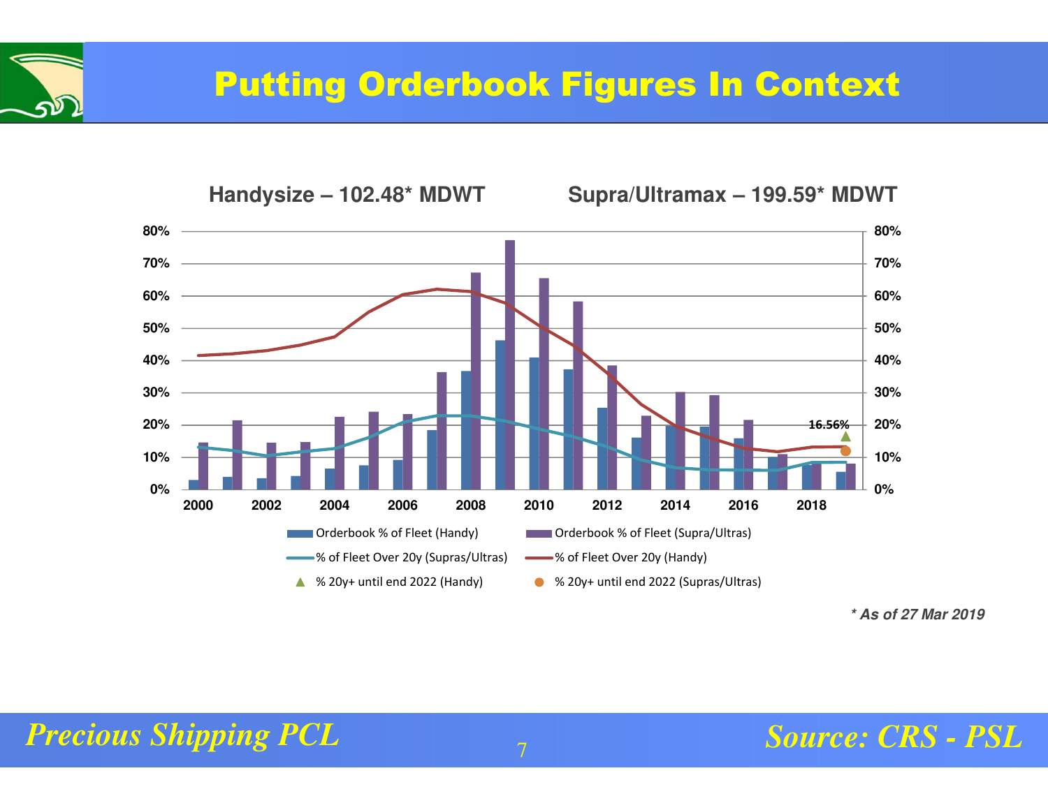# Putting Orderbook Figures In Context

**Handysize – 102.48* MDWT** **Supra/Ultramax – 199.59* MDWT**

80%
70%
60%
50%
40%
30%
20%
10%
0%

2000 2002 2004 2006 2008 2010 2012 2014 2016 2018

16.56%

- Orderbook % of Fleet (Handy)
- Orderbook % of Fleet (Supra/Ultras)
- % of Fleet Over 20y (Supras/Ultras)
- % of Fleet Over 20y (Handy)
- % 20y+ until end 2022 (Handy)
- % 20y+ until end 2022 (Supras/Ultras)

*** As of 27 Mar 2019**

*Precious Shipping PCL*

*Source: CRS - PSL*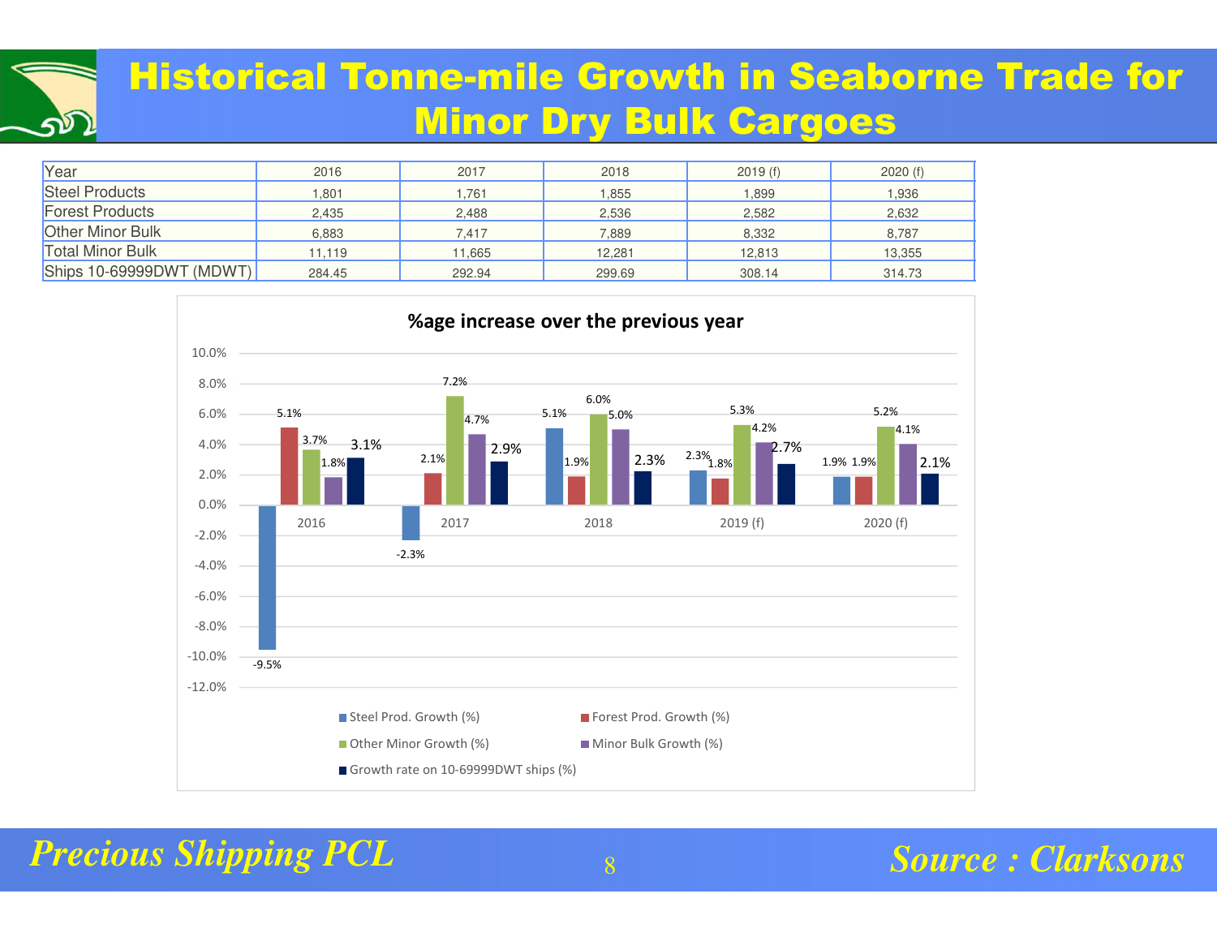# Historical Tonne-mile Growth in Seaborne Trade for Minor Dry Bulk Cargoes

| Year | 2016 | 2017 | 2018 | 2019 (f) | 2020 (f) |
|---|---|---|---|---|---|
| Steel Products | 1,801 | 1,761 | 1,855 | 1,899 | 1,936 |
| Forest Products | 2,435 | 2,488 | 2,536 | 2,582 | 2,632 |
| Other Minor Bulk | 6,883 | 7,417 | 7,889 | 8,332 | 8,787 |
| Total Minor Bulk | 11,119 | 11,665 | 12,281 | 12,813 | 13,355 |
| Ships 10-69999DWT (MDWT) | 284.45 | 292.94 | 299.69 | 308.14 | 314.73 |

**%age increase over the previous year**

| Year | Steel Prod. Growth (%) | Forest Prod. Growth (%) | Other Minor Growth (%) | Minor Bulk Growth (%) | Growth rate on 10-69999DWT ships (%) |
|---|---|---|---|---|---|
| 2016 | -9.5% | 5.1% | 3.7% | 1.8% | 3.1% |
| 2017 | -2.3% | 2.1% | 7.2% | 4.7% | 2.9% |
| 2018 | 5.1% | 1.9% | 6.0% | 5.0% | 2.3% |
| 2019 (f) | 2.3% | 1.8% | 5.3% | 4.2% | 2.7% |
| 2020 (f) | 1.9% | 1.9% | 5.2% | 4.1% | 2.1% |

*Precious Shipping PCL*

*Source : Clarksons*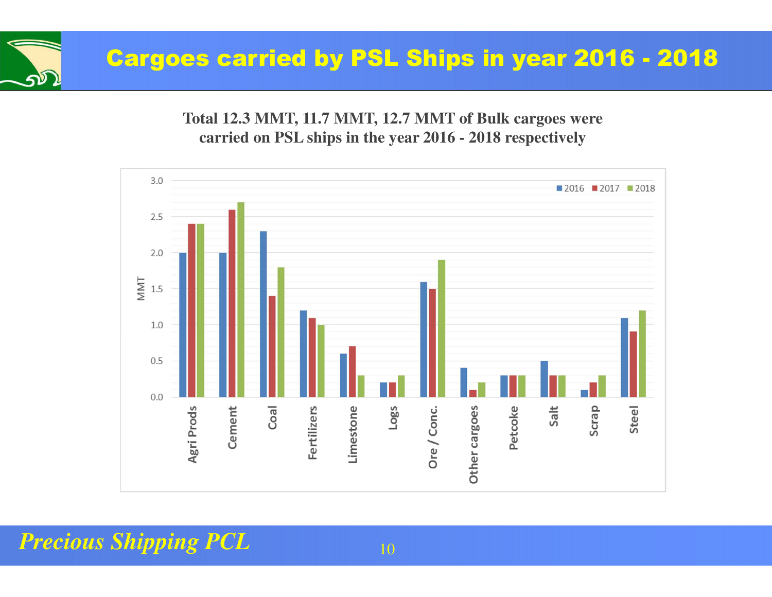# Cargoes carried by PSL Ships in year 2016 - 2018

**Total 12.3 MMT, 11.7 MMT, 12.7 MMT of Bulk cargoes were carried on PSL ships in the year 2016 - 2018 respectively**

| Cargo (MMT) | 2016 | 2017 | 2018 |
|---|---|---|---|
| Agri Prods | 2.0 | 2.4 | 2.4 |
| Cement | 2.0 | 2.6 | 2.7 |
| Coal | 2.3 | 1.4 | 1.8 |
| Fertilizers | 1.2 | 1.1 | 1.0 |
| Limestone | 0.6 | 0.7 | 0.3 |
| Logs | 0.2 | 0.2 | 0.3 |
| Ore / Conc. | 1.6 | 1.5 | 1.9 |
| Other cargoes | 0.4 | 0.1 | 0.2 |
| Petcoke | 0.3 | 0.3 | 0.3 |
| Salt | 0.5 | 0.3 | 0.3 |
| Scrap | 0.1 | 0.2 | 0.3 |
| Steel | 1.1 | 0.9 | 1.2 |

*Precious Shipping PCL*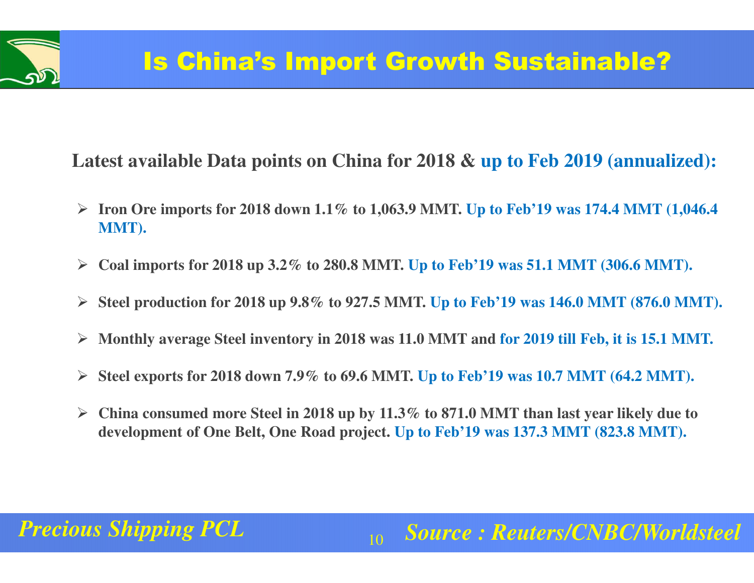# Is China's Import Growth Sustainable?

**Latest available Data points on China for 2018 & up to Feb 2019 (annualized):**

- **Iron Ore imports for 2018 down 1.1% to 1,063.9 MMT. Up to Feb'19 was 174.4 MMT (1,046.4 MMT).**
- **Coal imports for 2018 up 3.2% to 280.8 MMT. Up to Feb'19 was 51.1 MMT (306.6 MMT).**
- **Steel production for 2018 up 9.8% to 927.5 MMT. Up to Feb'19 was 146.0 MMT (876.0 MMT).**
- **Monthly average Steel inventory in 2018 was 11.0 MMT and for 2019 till Feb, it is 15.1 MMT.**
- **Steel exports for 2018 down 7.9% to 69.6 MMT. Up to Feb'19 was 10.7 MMT (64.2 MMT).**
- **China consumed more Steel in 2018 up by 11.3% to 871.0 MMT than last year likely due to development of One Belt, One Road project. Up to Feb'19 was 137.3 MMT (823.8 MMT).**

*Source : Reuters/CNBC/Worldsteel*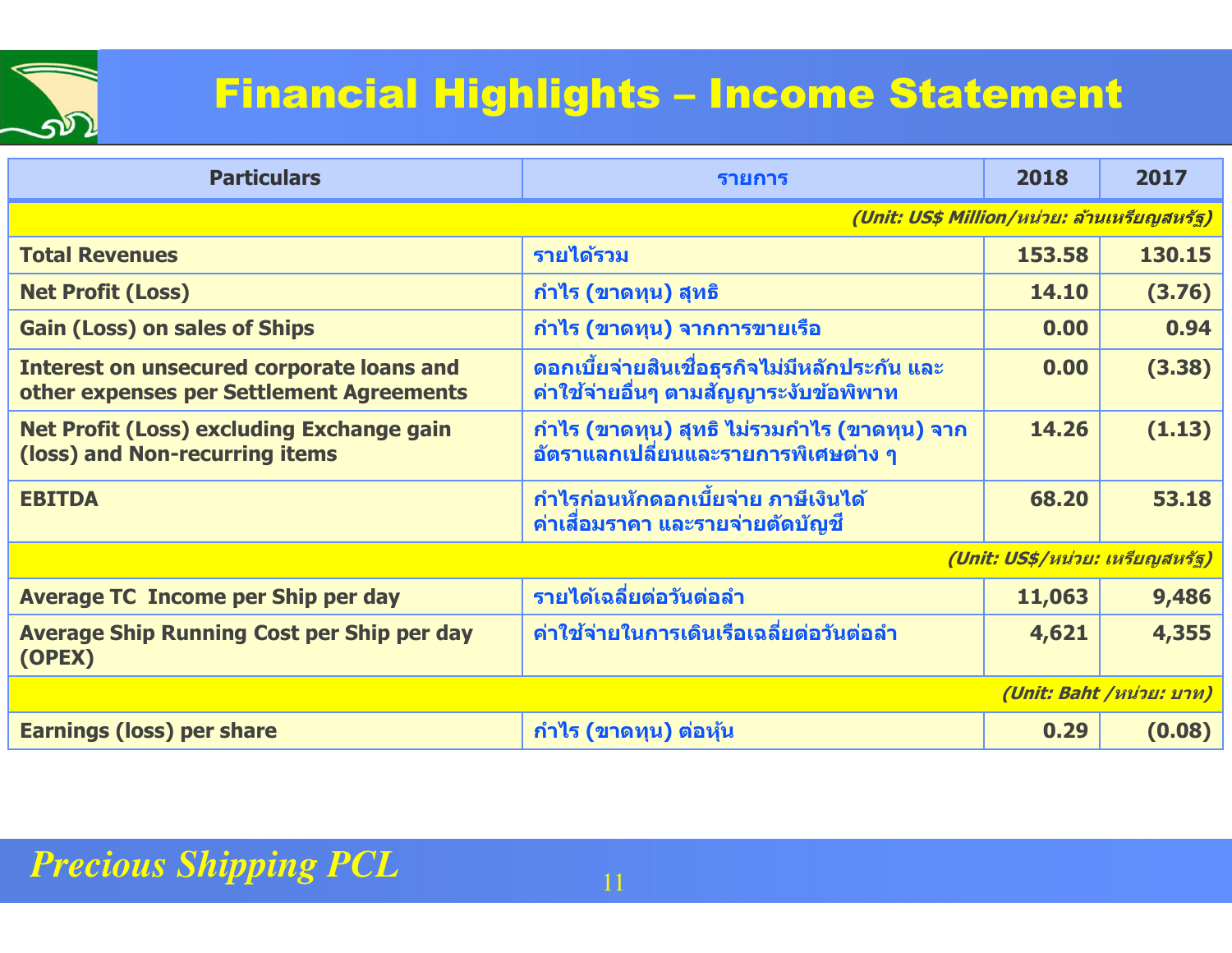# Financial Highlights – Income Statement

| Particulars | รายการ | 2018 | 2017 |
|---|---|---|---|
| *(Unit: US$ Million/หน่วย: ล้านเหรียญสหรัฐ)* | | | |
| **Total Revenues** | รายได้รวม | 153.58 | 130.15 |
| **Net Profit (Loss)** | กำไร (ขาดทุน) สุทธิ | 14.10 | (3.76) |
| **Gain (Loss) on sales of Ships** | กำไร (ขาดทุน) จากการขายเรือ | 0.00 | 0.94 |
| **Interest on unsecured corporate loans and other expenses per Settlement Agreements** | ดอกเบี้ยจ่ายสินเชื่อธุรกิจไม่มีหลักประกัน และค่าใช้จ่ายอื่นๆ ตามสัญญาระงับข้อพิพาท | 0.00 | (3.38) |
| **Net Profit (Loss) excluding Exchange gain (loss) and Non-recurring items** | กำไร (ขาดทุน) สุทธิ ไม่รวมกำไร (ขาดทุน) จากอัตราแลกเปลี่ยนและรายการพิเศษต่าง ๆ | 14.26 | (1.13) |
| **EBITDA** | กำไรก่อนหักดอกเบี้ยจ่าย ภาษีเงินได้ ค่าเสื่อมราคา และรายจ่ายตัดบัญชี | 68.20 | 53.18 |
| *(Unit: US$/หน่วย: เหรียญสหรัฐ)* | | | |
| **Average TC Income per Ship per day** | รายได้เฉลี่ยต่อวันต่อลำ | 11,063 | 9,486 |
| **Average Ship Running Cost per Ship per day (OPEX)** | ค่าใช้จ่ายในการเดินเรือเฉลี่ยต่อวันต่อลำ | 4,621 | 4,355 |
| *(Unit: Baht /หน่วย: บาท)* | | | |
| **Earnings (loss) per share** | กำไร (ขาดทุน) ต่อหุ้น | 0.29 | (0.08) |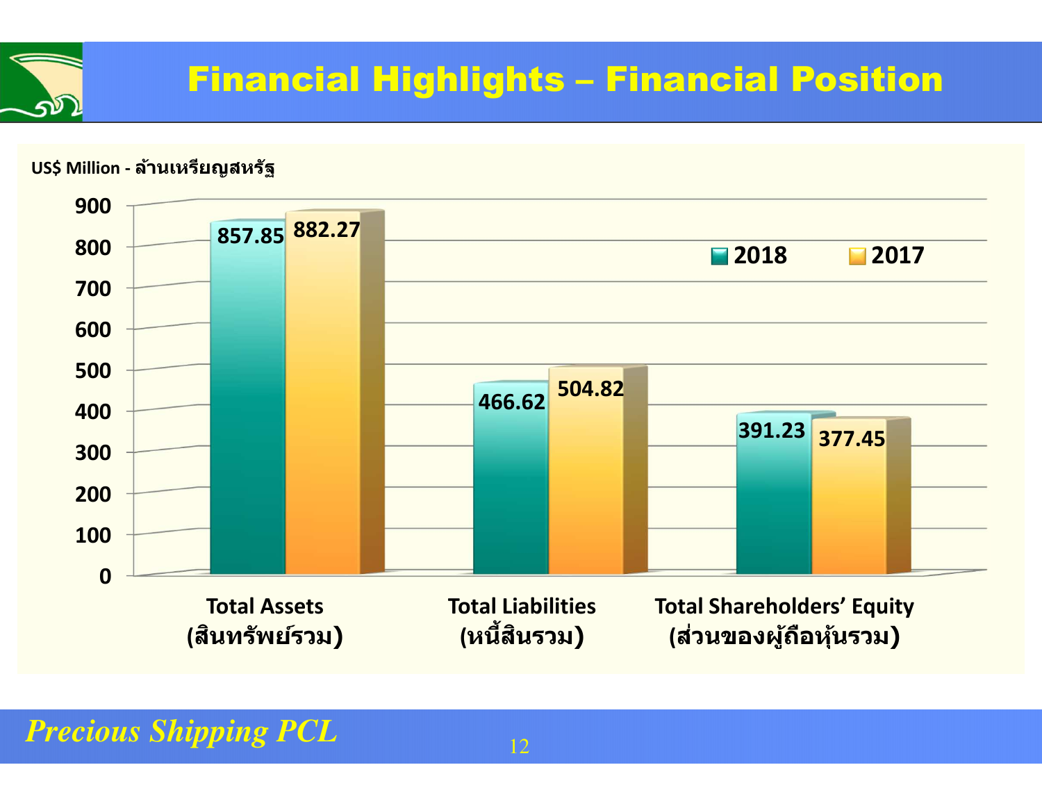# Financial Highlights – Financial Position

US$ Million - ล้านเหรียญสหรัฐ

| | 2018 | 2017 |
|---|---|---|
| Total Assets (สินทรัพย์รวม) | 857.85 | 882.27 |
| Total Liabilities (หนี้สินรวม) | 466.62 | 504.82 |
| Total Shareholders' Equity (ส่วนของผู้ถือหุ้นรวม) | 391.23 | 377.45 |

*Precious Shipping PCL*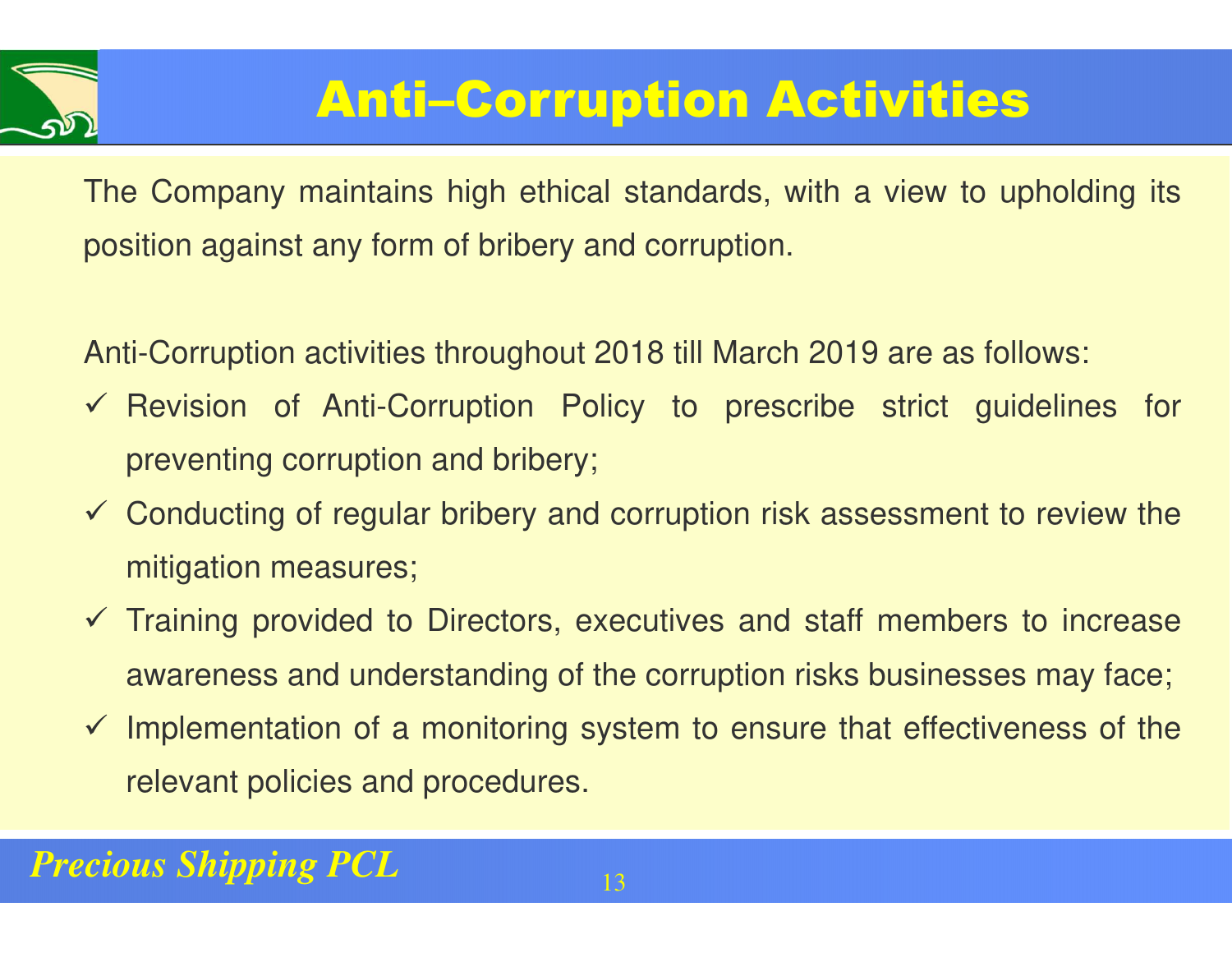# Anti–Corruption Activities

The Company maintains high ethical standards, with a view to upholding its position against any form of bribery and corruption.

Anti-Corruption activities throughout 2018 till March 2019 are as follows:

- ✓ Revision of Anti-Corruption Policy to prescribe strict guidelines for preventing corruption and bribery;
- ✓ Conducting of regular bribery and corruption risk assessment to review the mitigation measures;
- ✓ Training provided to Directors, executives and staff members to increase awareness and understanding of the corruption risks businesses may face;
- ✓ Implementation of a monitoring system to ensure that effectiveness of the relevant policies and procedures.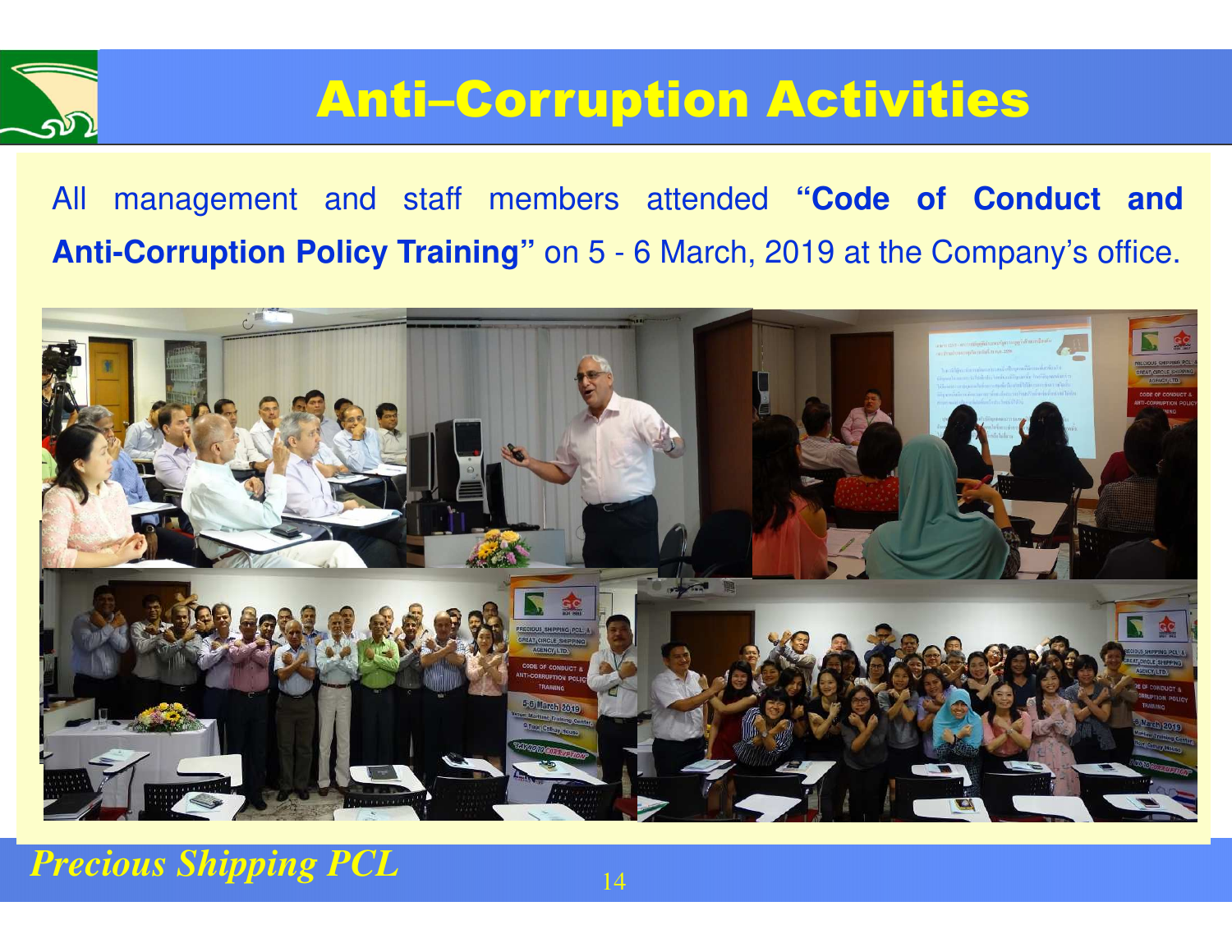# Anti–Corruption Activities

All management and staff members attended **"Code of Conduct and Anti-Corruption Policy Training"** on 5 - 6 March, 2019 at the Company's office.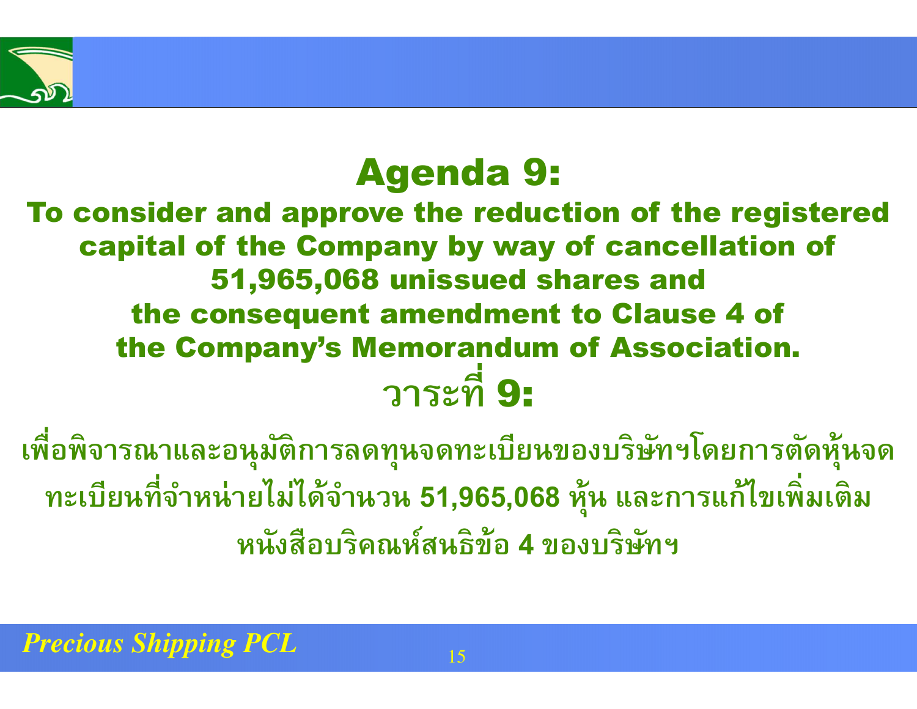# Agenda 9:

**To consider and approve the reduction of the registered capital of the Company by way of cancellation of 51,965,068 unissued shares and the consequent amendment to Clause 4 of the Company's Memorandum of Association.**

# วาระที่ 9:

**เพื่อพิจารณาและอนุมัติการลดทุนจดทะเบียนของบริษัทฯโดยการตัดหุ้นจดทะเบียนที่จำหน่ายไม่ได้จำนวน 51,965,068 หุ้น และการแก้ไขเพิ่มเติมหนังสือบริคณห์สนธิข้อ 4 ของบริษัทฯ**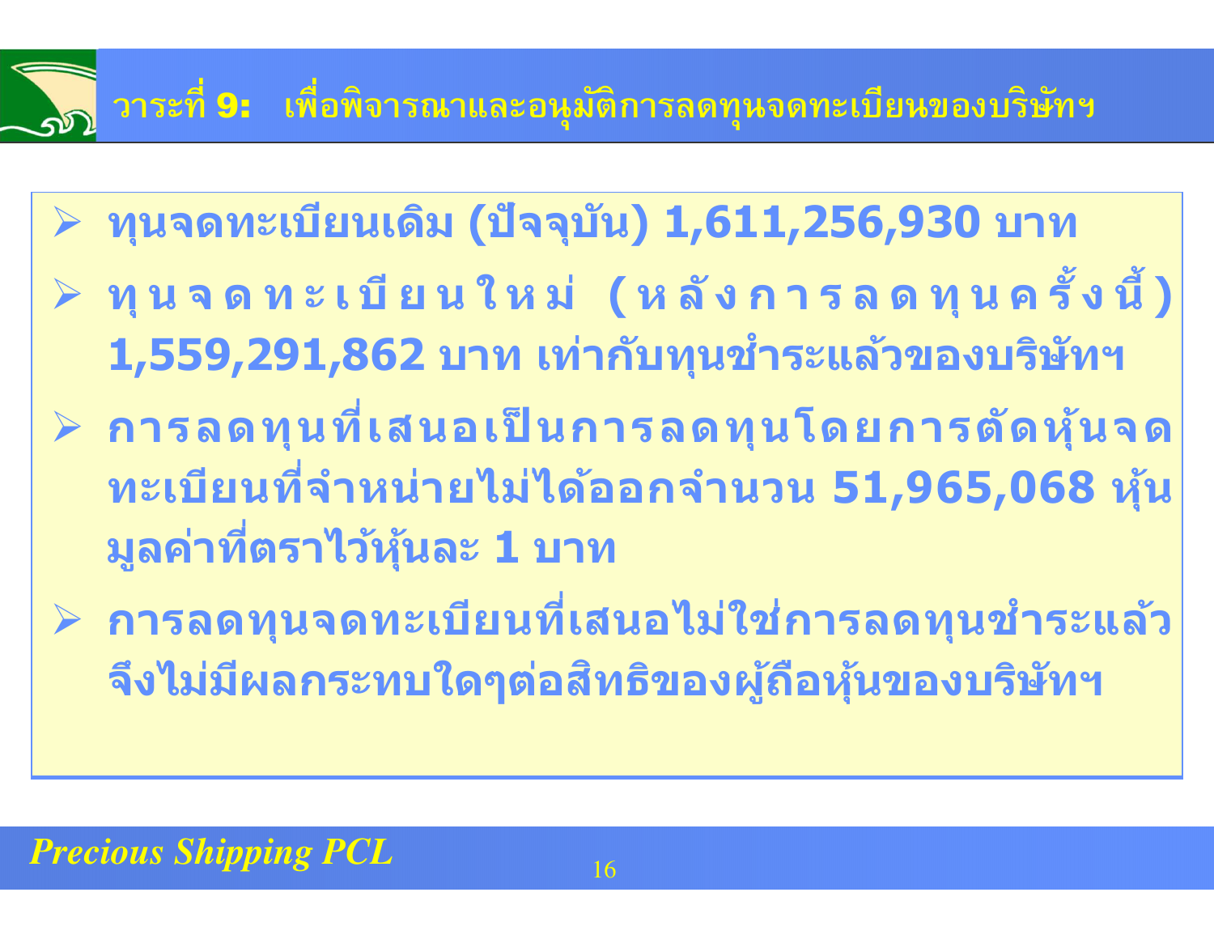## วาระที่ 9: เพื่อพิจารณาและอนุมัติการลดทุนจดทะเบียนของบริษัทฯ

- ทุนจดทะเบียนเดิม (ปัจจุบัน) 1,611,256,930 บาท
- ทุนจดทะเบียนใหม่ (หลังการลดทุนครั้งนี้) 1,559,291,862 บาท เท่ากับทุนชำระแล้วของบริษัทฯ
- การลดทุนที่เสนอเป็นการลดทุนโดยการตัดหุ้นจดทะเบียนที่จำหน่ายไม่ได้ออกจำนวน 51,965,068 หุ้น มูลค่าที่ตราไว้หุ้นละ 1 บาท
- การลดทุนจดทะเบียนที่เสนอไม่ใช่การลดทุนชำระแล้ว จึงไม่มีผลกระทบใดๆต่อสิทธิของผู้ถือหุ้นของบริษัทฯ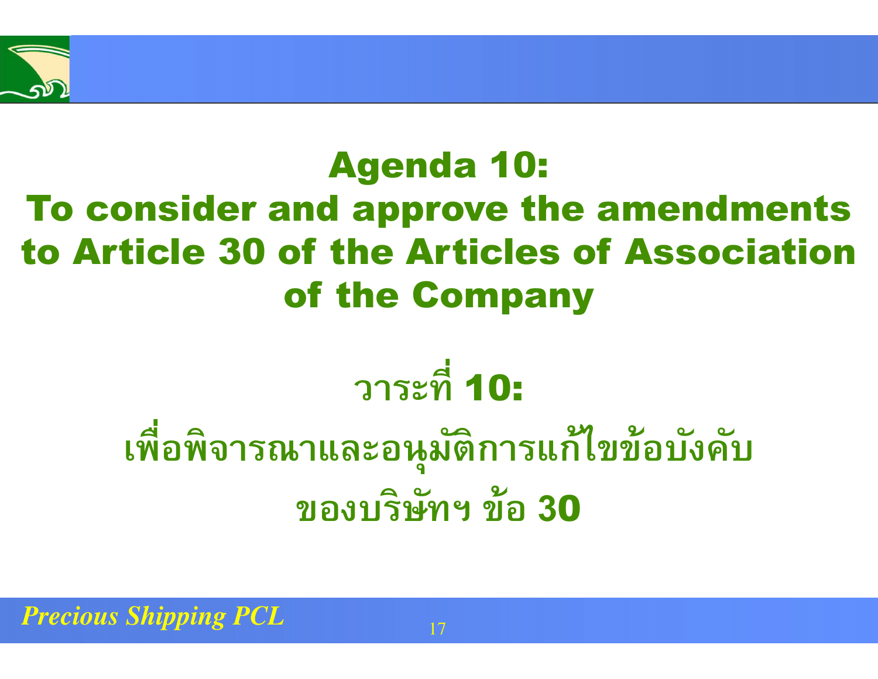# Agenda 10:

# To consider and approve the amendments to Article 30 of the Articles of Association of the Company

# วาระที่ 10:

# เพื่อพิจารณาและอนุมัติการแก้ไขข้อบังคับของบริษัทฯ ข้อ 30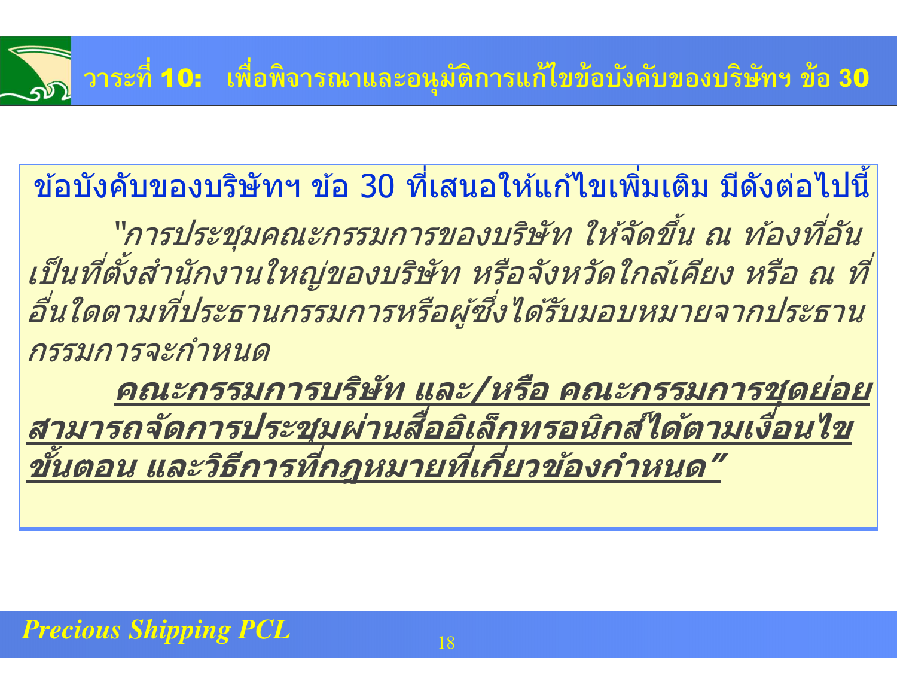## วาระที่ 10: เพื่อพิจารณาและอนุมัติการแก้ไขข้อบังคับของบริษัทฯ ข้อ 30

ข้อบังคับของบริษัทฯ ข้อ 30 ที่เสนอให้แก้ไขเพิ่มเติม มีดังต่อไปนี้

*"การประชุมคณะกรรมการของบริษัท ให้จัดขึ้น ณ ท้องที่อันเป็นที่ตั้งสำนักงานใหญ่ของบริษัท หรือจังหวัดใกล้เคียง หรือ ณ ที่อื่นใดตามที่ประธานกรรมการหรือผู้ซึ่งได้รับมอบหมายจากประธานกรรมการจะกำหนด*

***<u>คณะกรรมการบริษัท และ/หรือ คณะกรรมการชุดย่อยสามารถจัดการประชุมผ่านสื่ออิเล็กทรอนิกส์ได้ตามเงื่อนไข ขั้นตอน และวิธีการที่กฎหมายที่เกี่ยวข้องกำหนด"</u>***

*Precious Shipping PCL*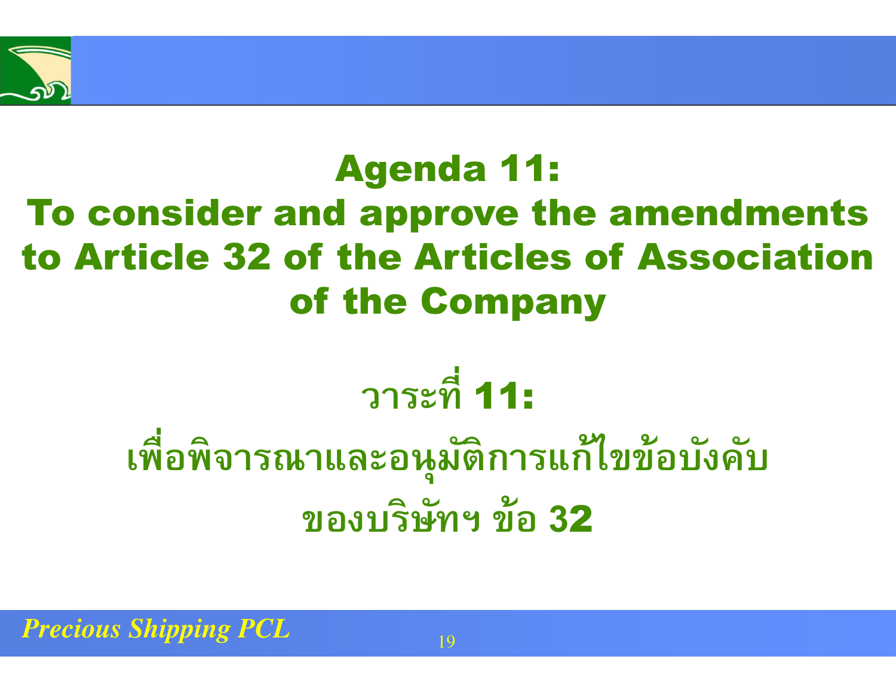# Agenda 11:
# To consider and approve the amendments to Article 32 of the Articles of Association of the Company

# วาระที่ 11:
# เพื่อพิจารณาและอนุมัติการแก้ไขข้อบังคับของบริษัทฯ ข้อ 32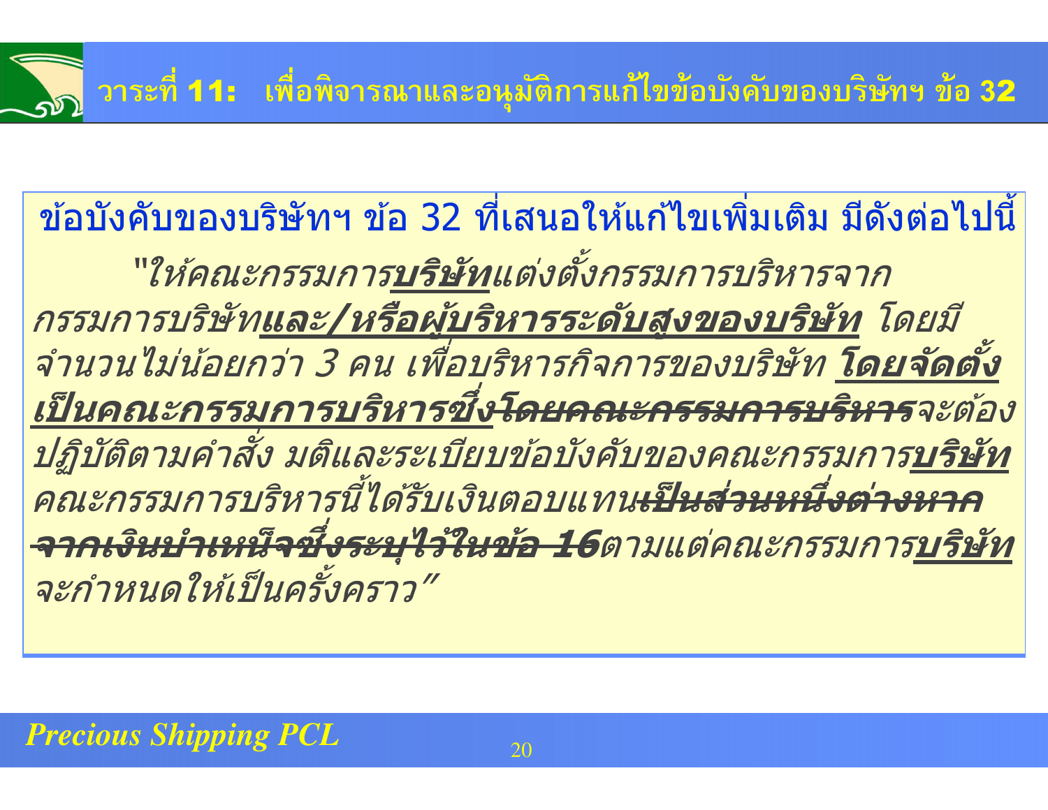# วาระที่ 11: เพื่อพิจารณาและอนุมัติการแก้ไขข้อบังคับของบริษัทฯ ข้อ 32

ข้อบังคับของบริษัทฯ ข้อ 32 ที่เสนอให้แก้ไขเพิ่มเติม มีดังต่อไปนี้

*"ให้คณะกรรมการ**บริษัท**แต่งตั้งกรรมการบริหารจากกรรมการบริษัท**และ/หรือผู้บริหารระดับสูงของบริษัท** โดยมีจำนวนไม่น้อยกว่า 3 คน เพื่อบริหารกิจการของบริษัท **โดยจัดตั้งเป็นคณะกรรมการบริหารซึ่ง**~~โดยคณะกรรมการบริหาร~~จะต้องปฏิบัติตามคำสั่ง มติและระเบียบข้อบังคับของคณะกรรมการ**บริษัท** คณะกรรมการบริหารนี้ได้รับเงินตอบแทน~~เป็นส่วนหนึ่งต่างหากจากเงินบำเหน็จซึ่งระบุไว้ในข้อ 16~~ตามแต่คณะกรรมการ**บริษัท**จะกำหนดให้เป็นครั้งคราว"*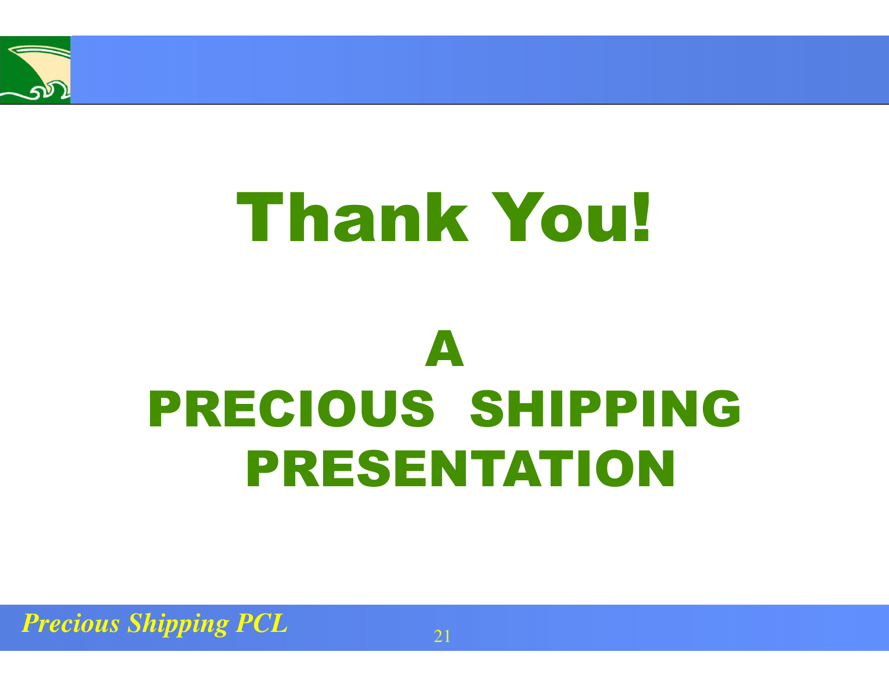# Thank You!

# A PRECIOUS SHIPPING PRESENTATION